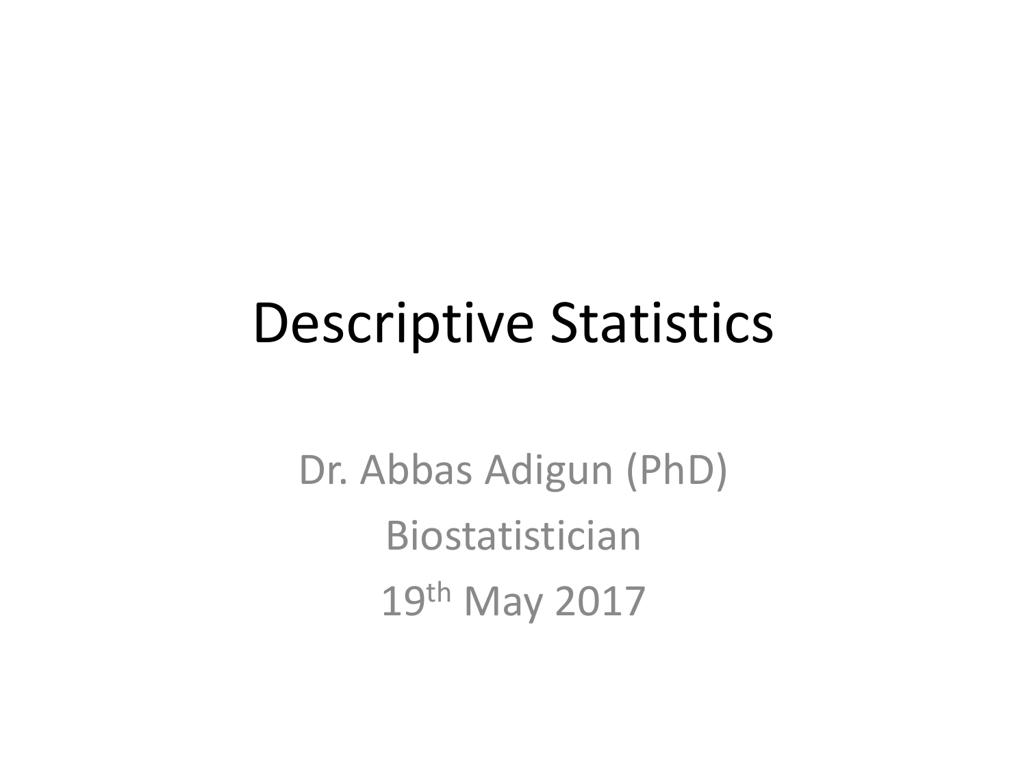# Descriptive Statistics

Dr. Abbas Adigun (PhD)

Biostatistician

19th May 2017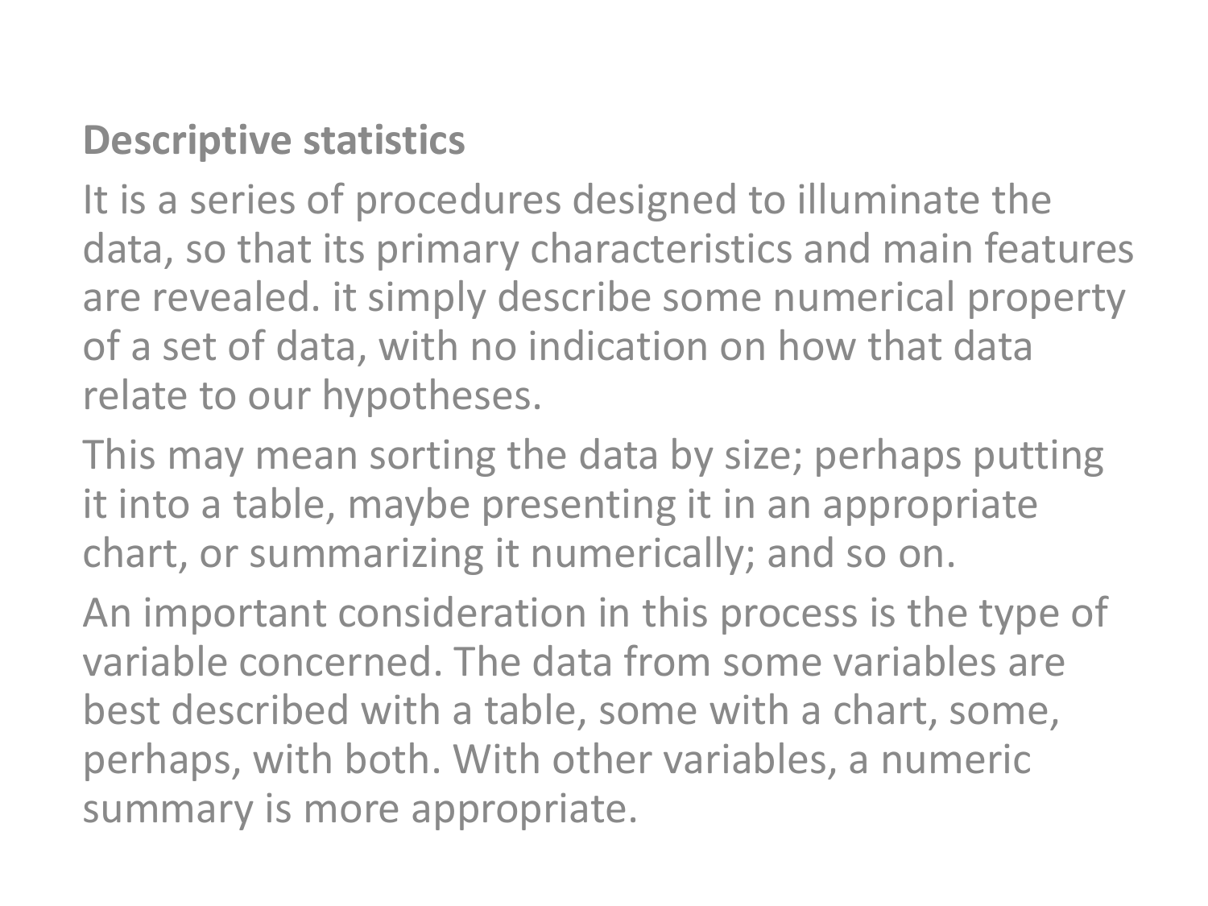**Descriptive statistics**

It is a series of procedures designed to illuminate the data, so that its primary characteristics and main features are revealed. it simply describe some numerical property of a set of data, with no indication on how that data relate to our hypotheses.

This may mean sorting the data by size; perhaps putting it into a table, maybe presenting it in an appropriate chart, or summarizing it numerically; and so on.

An important consideration in this process is the type of variable concerned. The data from some variables are best described with a table, some with a chart, some, perhaps, with both. With other variables, a numeric summary is more appropriate.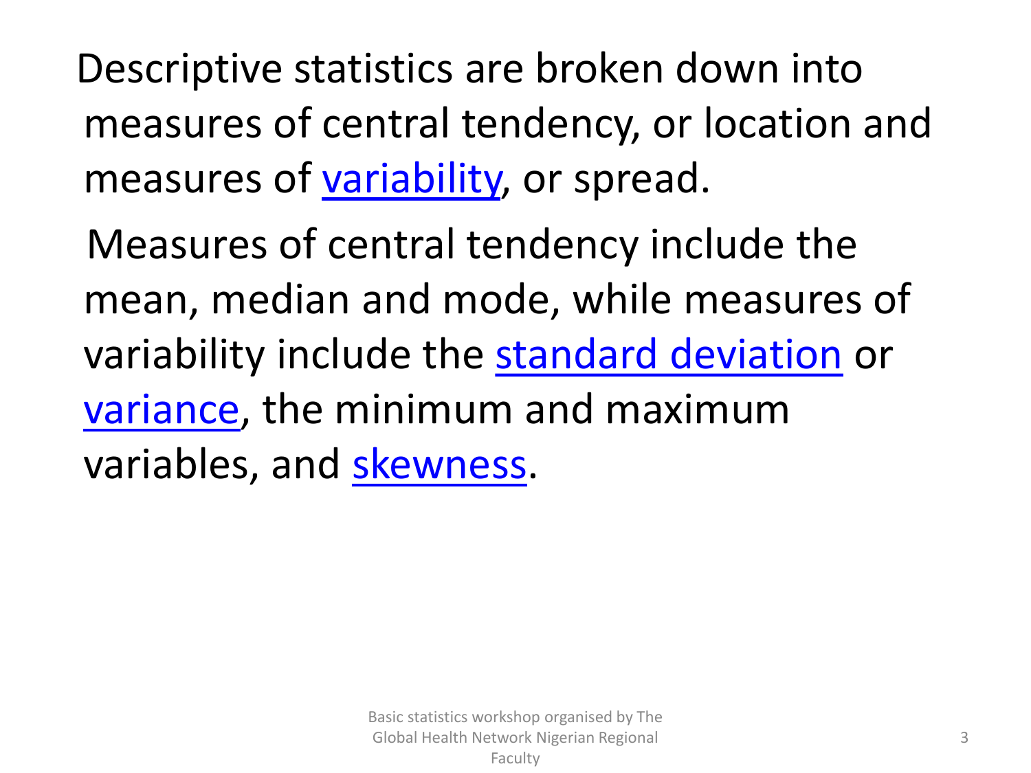Descriptive statistics are broken down into measures of central tendency, or location and measures of variability, or spread.

Measures of central tendency include the mean, median and mode, while measures of variability include the standard deviation or variance, the minimum and maximum variables, and skewness.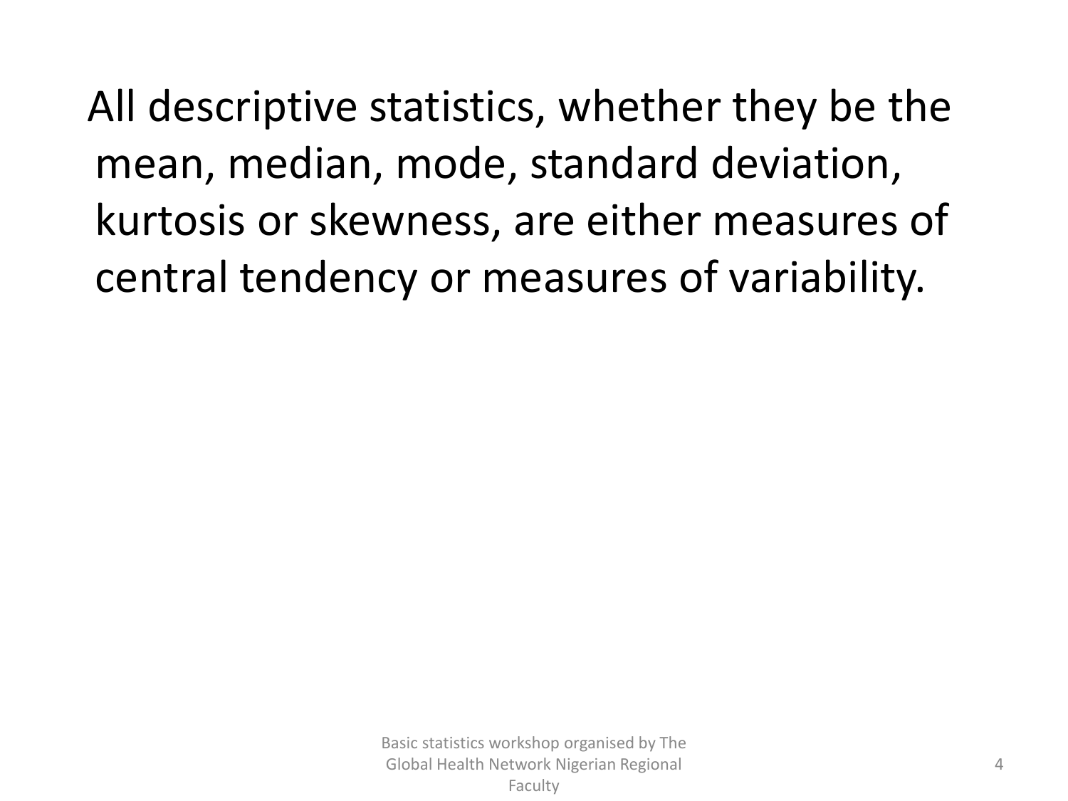All descriptive statistics, whether they be the mean, median, mode, standard deviation, kurtosis or skewness, are either measures of central tendency or measures of variability.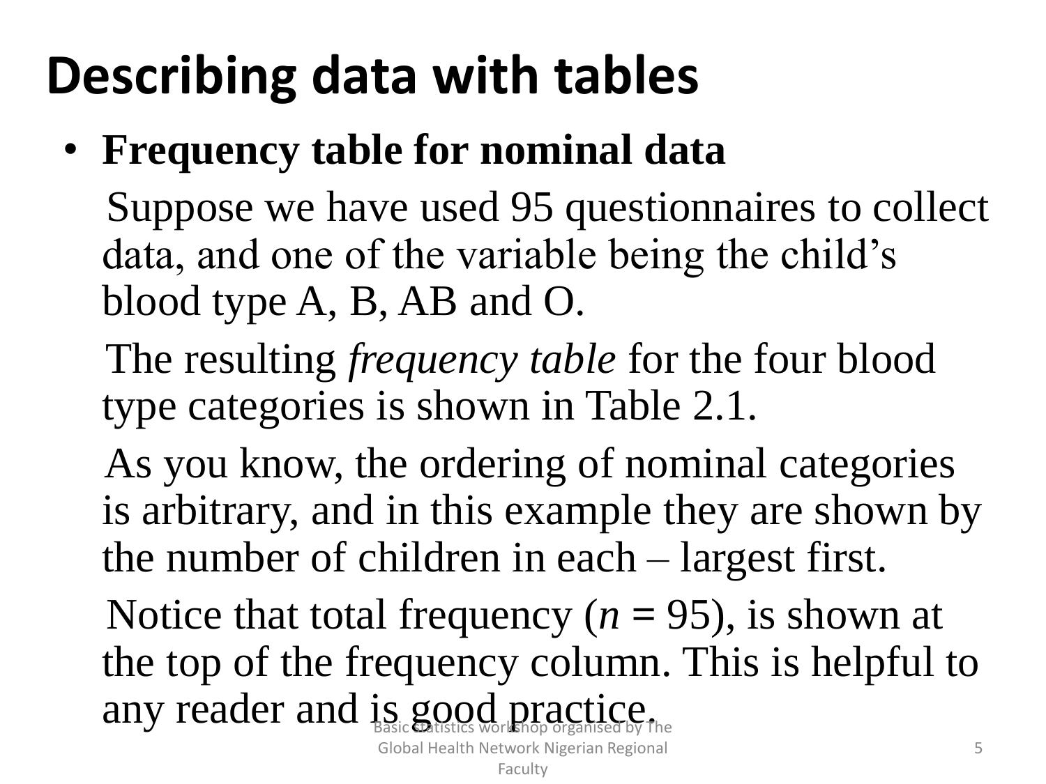# Describing data with tables

- **Frequency table for nominal data**

  Suppose we have used 95 questionnaires to collect data, and one of the variable being the child's blood type A, B, AB and O.

  The resulting *frequency table* for the four blood type categories is shown in Table 2.1.

  As you know, the ordering of nominal categories is arbitrary, and in this example they are shown by the number of children in each – largest first.

  Notice that total frequency ($n$ = 95), is shown at the top of the frequency column. This is helpful to any reader and is good practice.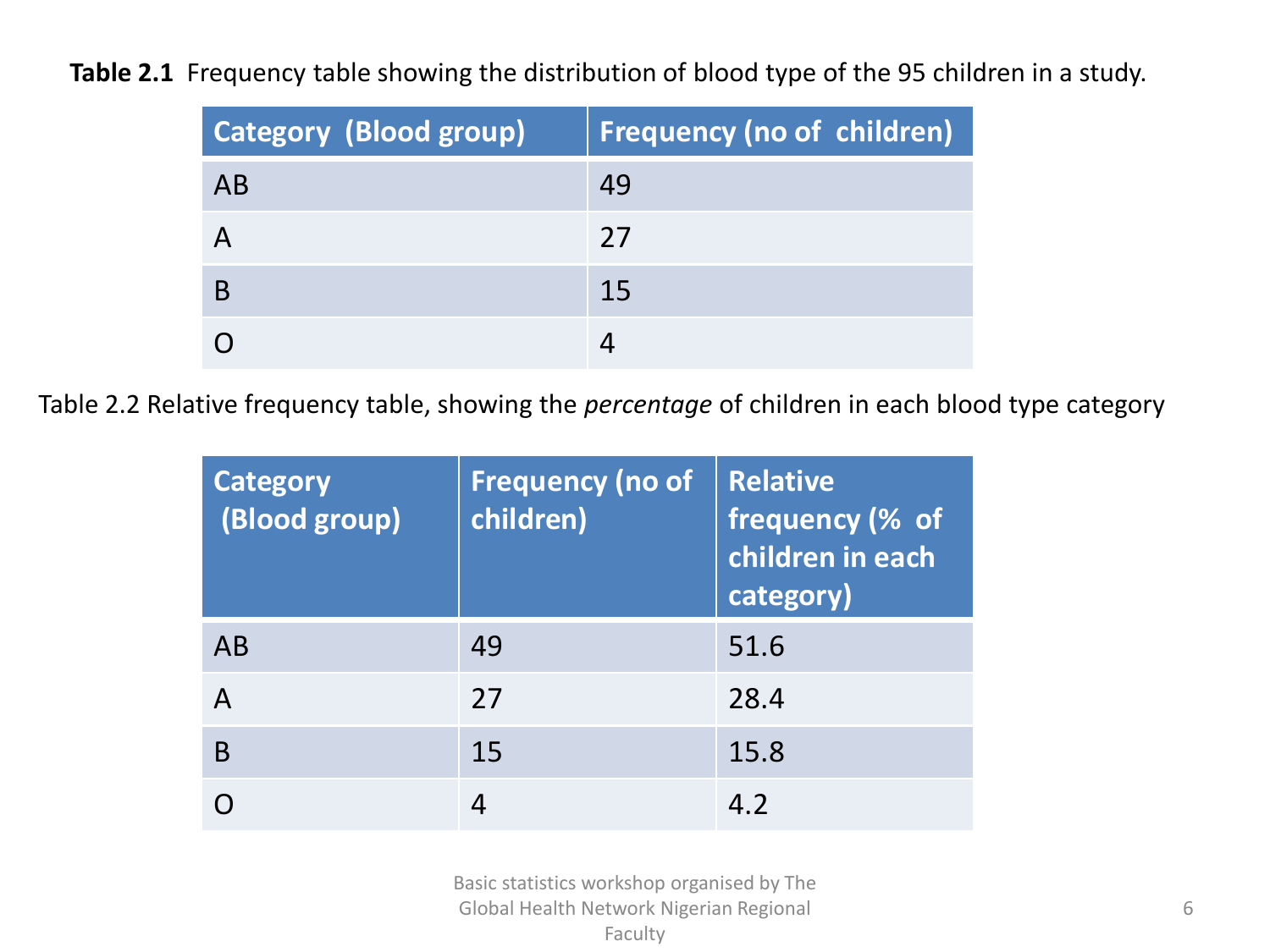**Table 2.1** Frequency table showing the distribution of blood type of the 95 children in a study.

| Category (Blood group) | Frequency (no of children) |
|---|---|
| AB | 49 |
| A | 27 |
| B | 15 |
| O | 4 |

Table 2.2 Relative frequency table, showing the *percentage* of children in each blood type category

| Category (Blood group) | Frequency (no of children) | Relative frequency (% of children in each category) |
|---|---|---|
| AB | 49 | 51.6 |
| A | 27 | 28.4 |
| B | 15 | 15.8 |
| O | 4 | 4.2 |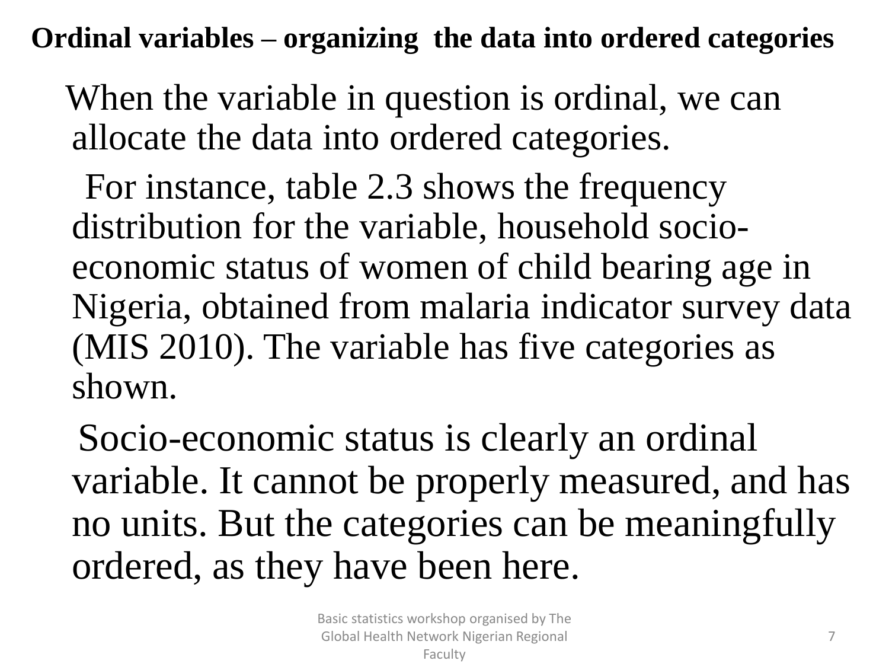## Ordinal variables – organizing the data into ordered categories

When the variable in question is ordinal, we can allocate the data into ordered categories.

For instance, table 2.3 shows the frequency distribution for the variable, household socio-economic status of women of child bearing age in Nigeria, obtained from malaria indicator survey data (MIS 2010). The variable has five categories as shown.

Socio-economic status is clearly an ordinal variable. It cannot be properly measured, and has no units. But the categories can be meaningfully ordered, as they have been here.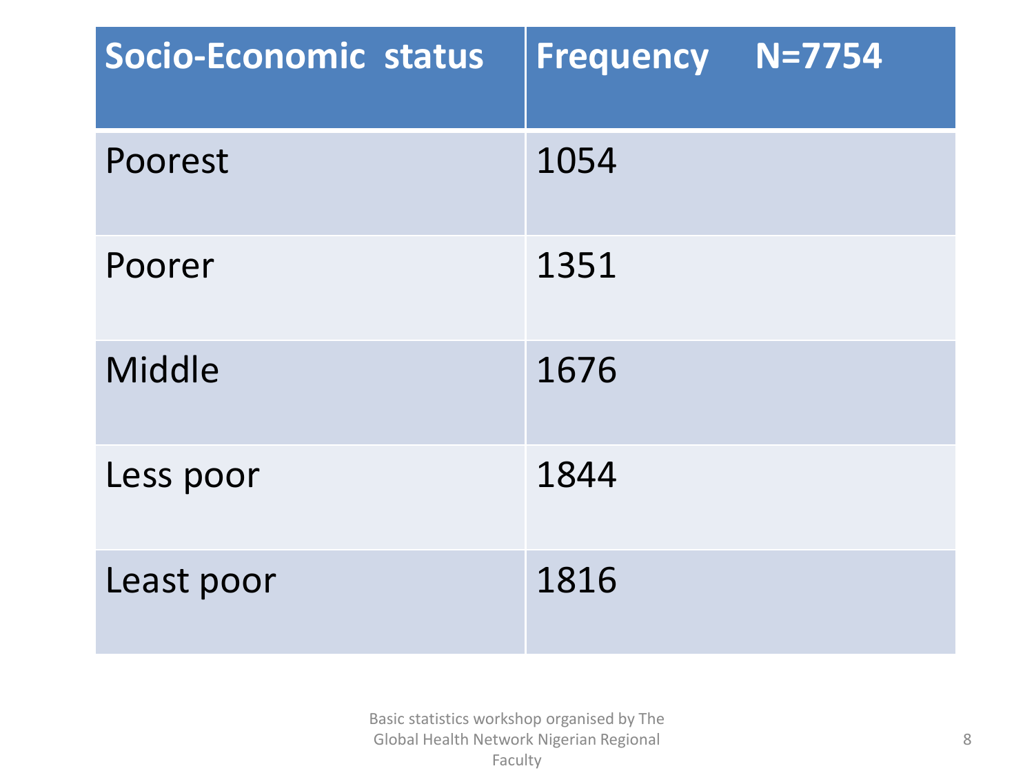| Socio-Economic status | Frequency N=7754 |
| --- | --- |
| Poorest | 1054 |
| Poorer | 1351 |
| Middle | 1676 |
| Less poor | 1844 |
| Least poor | 1816 |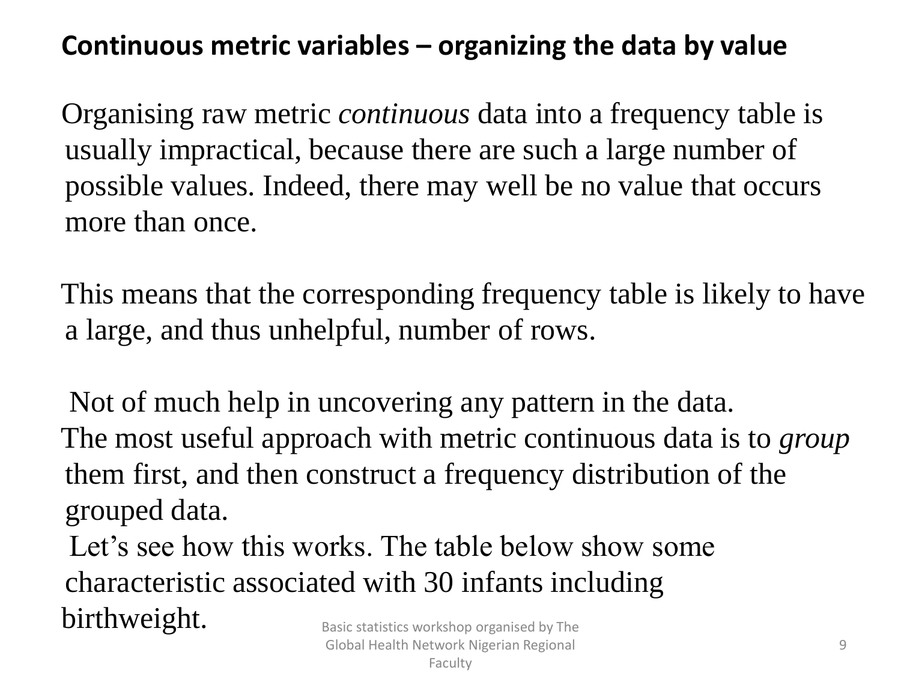## Continuous metric variables – organizing the data by value

Organising raw metric *continuous* data into a frequency table is usually impractical, because there are such a large number of possible values. Indeed, there may well be no value that occurs more than once.

This means that the corresponding frequency table is likely to have a large, and thus unhelpful, number of rows.

Not of much help in uncovering any pattern in the data.

The most useful approach with metric continuous data is to *group* them first, and then construct a frequency distribution of the grouped data.

Let’s see how this works. The table below show some characteristic associated with 30 infants including birthweight.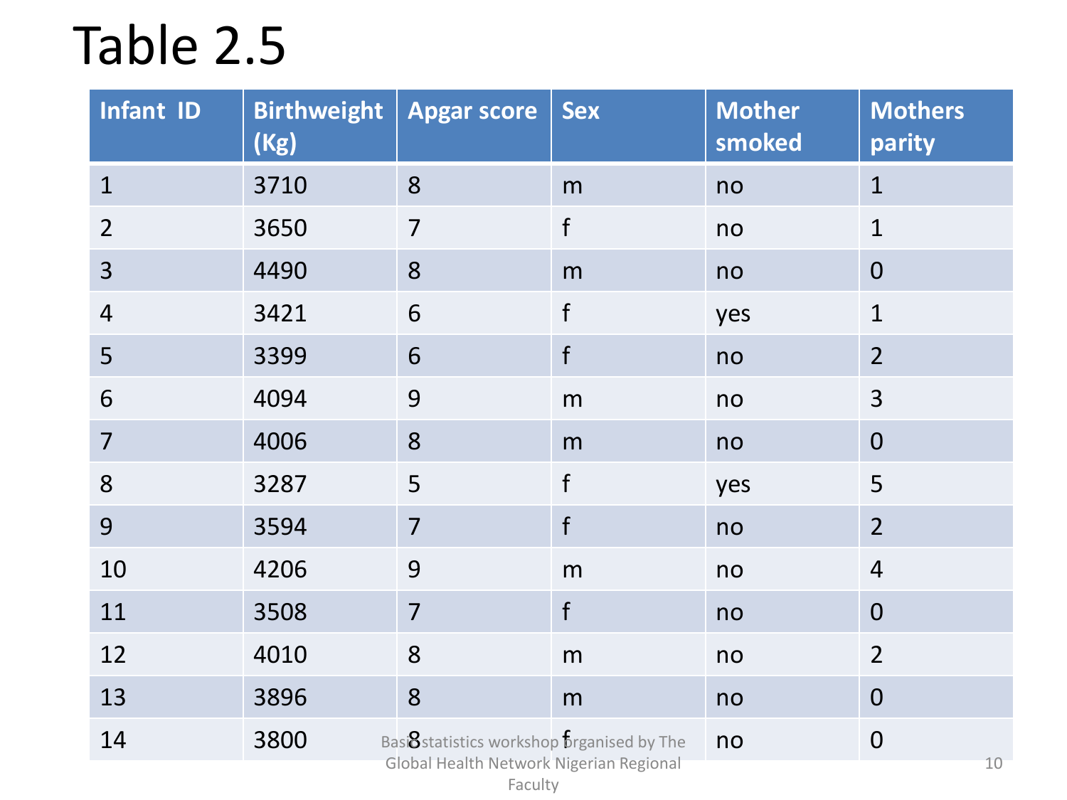# Table 2.5

| Infant ID | Birthweight (Kg) | Apgar score | Sex | Mother smoked | Mothers parity |
|---|---|---|---|---|---|
| 1 | 3710 | 8 | m | no | 1 |
| 2 | 3650 | 7 | f | no | 1 |
| 3 | 4490 | 8 | m | no | 0 |
| 4 | 3421 | 6 | f | yes | 1 |
| 5 | 3399 | 6 | f | no | 2 |
| 6 | 4094 | 9 | m | no | 3 |
| 7 | 4006 | 8 | m | no | 0 |
| 8 | 3287 | 5 | f | yes | 5 |
| 9 | 3594 | 7 | f | no | 2 |
| 10 | 4206 | 9 | m | no | 4 |
| 11 | 3508 | 7 | f | no | 0 |
| 12 | 4010 | 8 | m | no | 2 |
| 13 | 3896 | 8 | m | no | 0 |
| 14 | 3800 | 8 | f | no | 0 |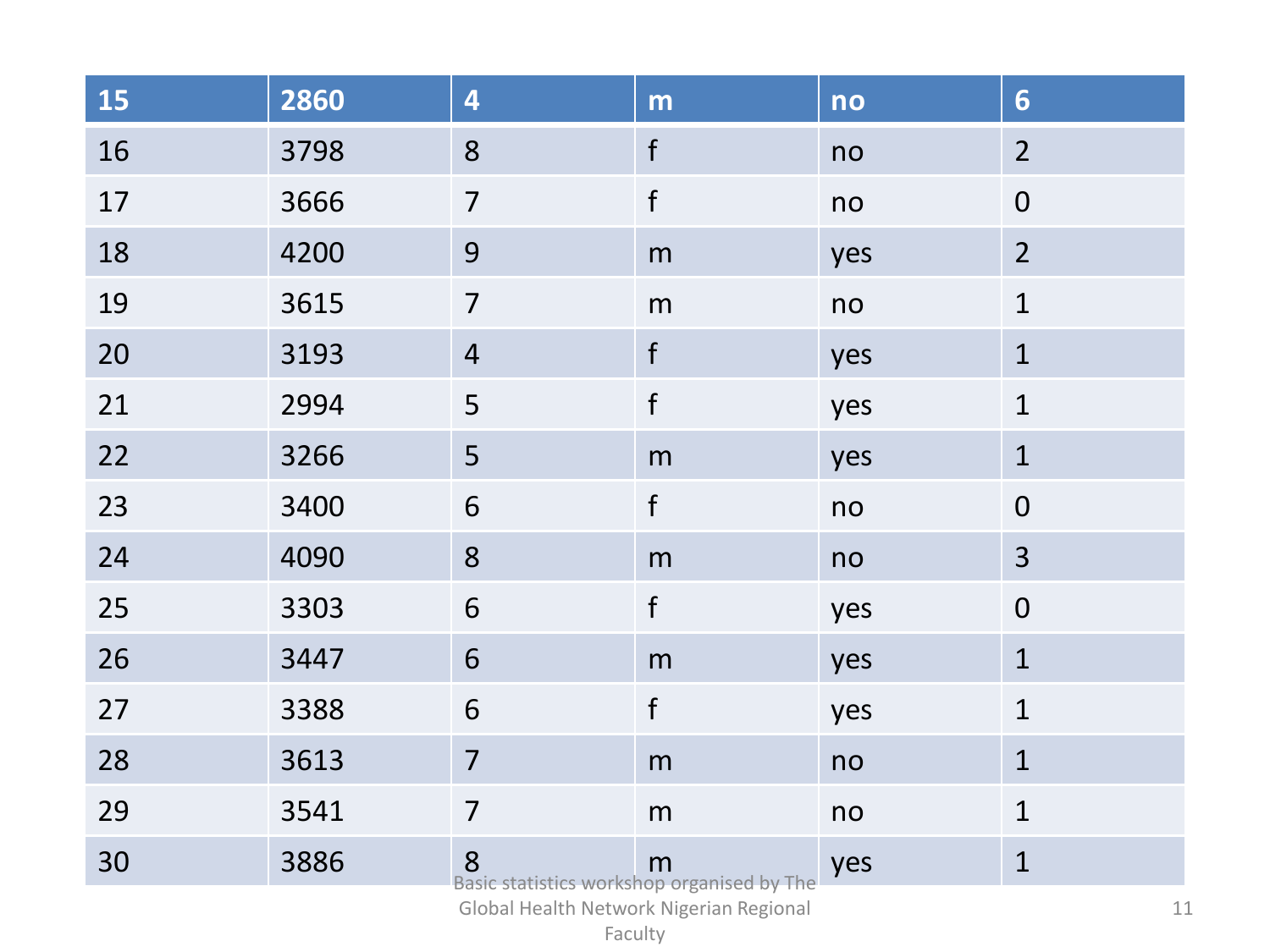| 15 | 2860 | 4 | m | no | 6 |
|---|---|---|---|---|---|
| 16 | 3798 | 8 | f | no | 2 |
| 17 | 3666 | 7 | f | no | 0 |
| 18 | 4200 | 9 | m | yes | 2 |
| 19 | 3615 | 7 | m | no | 1 |
| 20 | 3193 | 4 | f | yes | 1 |
| 21 | 2994 | 5 | f | yes | 1 |
| 22 | 3266 | 5 | m | yes | 1 |
| 23 | 3400 | 6 | f | no | 0 |
| 24 | 4090 | 8 | m | no | 3 |
| 25 | 3303 | 6 | f | yes | 0 |
| 26 | 3447 | 6 | m | yes | 1 |
| 27 | 3388 | 6 | f | yes | 1 |
| 28 | 3613 | 7 | m | no | 1 |
| 29 | 3541 | 7 | m | no | 1 |
| 30 | 3886 | 8 | m | yes | 1 |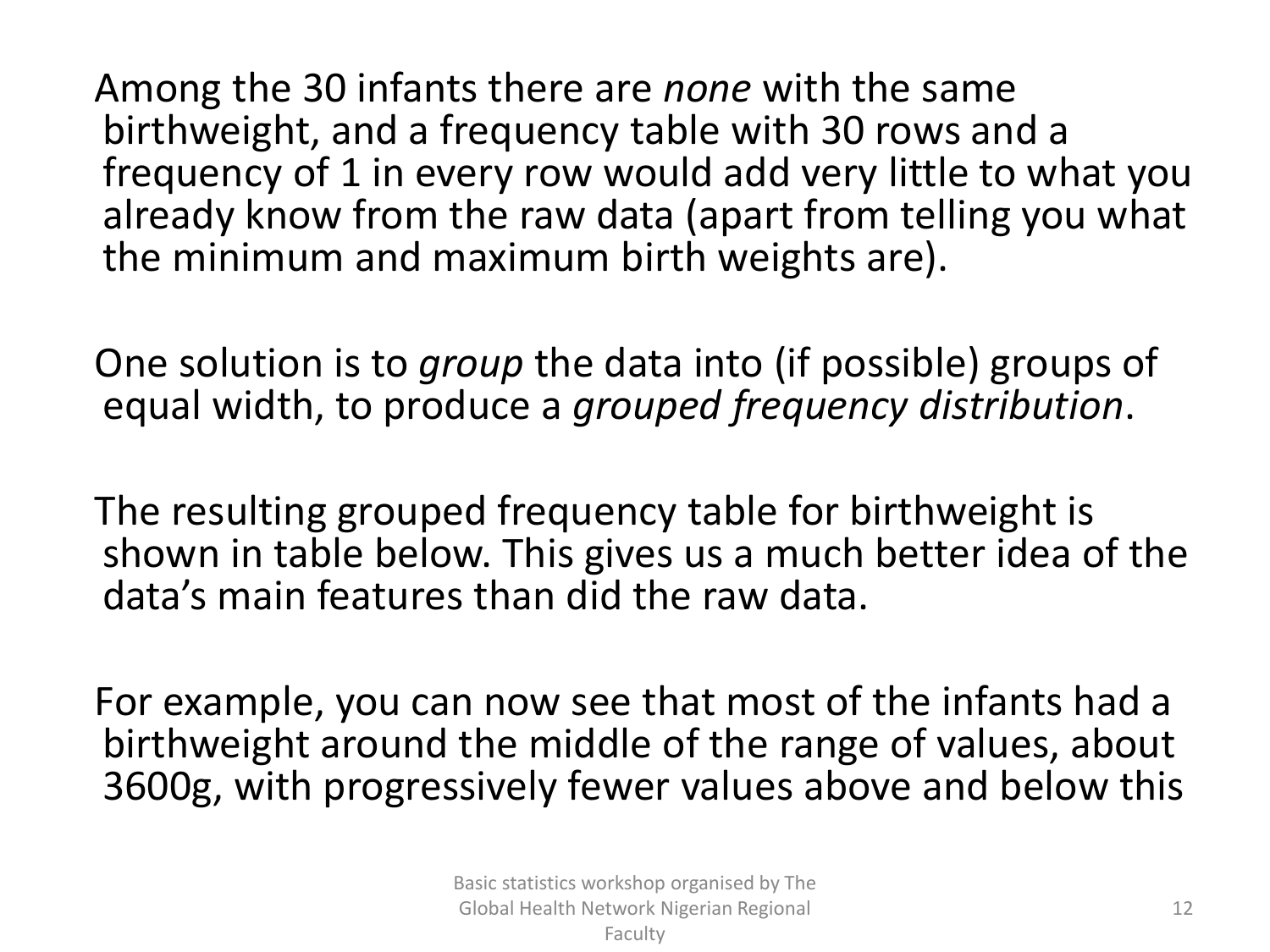Among the 30 infants there are *none* with the same birthweight, and a frequency table with 30 rows and a frequency of 1 in every row would add very little to what you already know from the raw data (apart from telling you what the minimum and maximum birth weights are).

One solution is to *group* the data into (if possible) groups of equal width, to produce a *grouped frequency distribution*.

The resulting grouped frequency table for birthweight is shown in table below. This gives us a much better idea of the data's main features than did the raw data.

For example, you can now see that most of the infants had a birthweight around the middle of the range of values, about 3600g, with progressively fewer values above and below this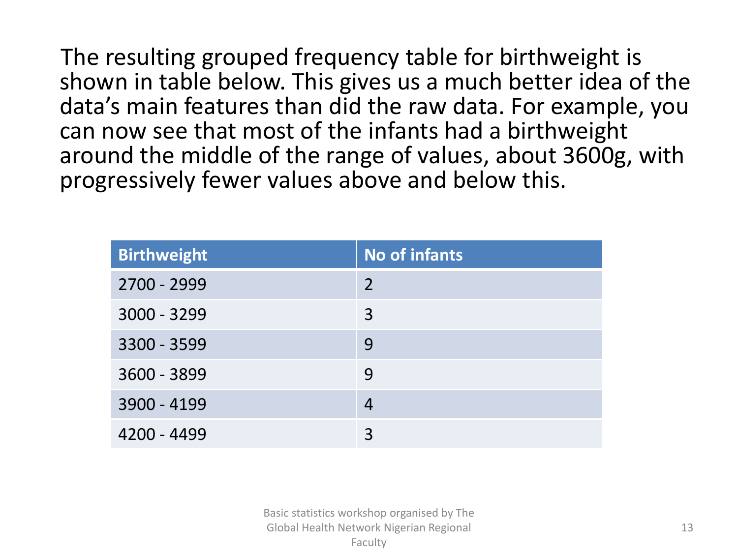The resulting grouped frequency table for birthweight is shown in table below. This gives us a much better idea of the data's main features than did the raw data. For example, you can now see that most of the infants had a birthweight around the middle of the range of values, about 3600g, with progressively fewer values above and below this.

| Birthweight | No of infants |
|---|---|
| 2700 - 2999 | 2 |
| 3000 - 3299 | 3 |
| 3300 - 3599 | 9 |
| 3600 - 3899 | 9 |
| 3900 - 4199 | 4 |
| 4200 - 4499 | 3 |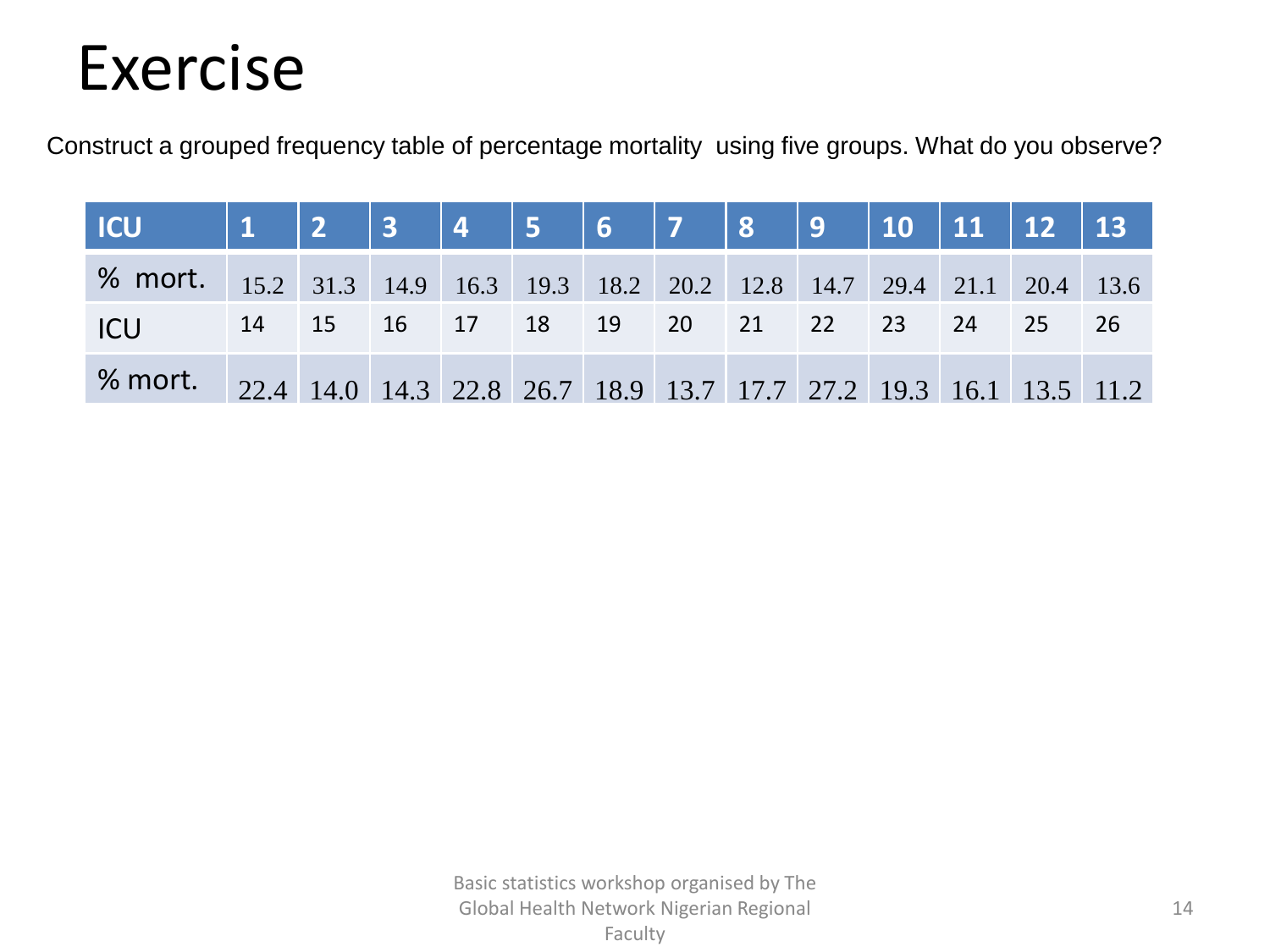# Exercise

Construct a grouped frequency table of percentage mortality using five groups. What do you observe?

| ICU | 1 | 2 | 3 | 4 | 5 | 6 | 7 | 8 | 9 | 10 | 11 | 12 | 13 |
|---|---|---|---|---|---|---|---|---|---|---|---|---|---|
| % mort. | 15.2 | 31.3 | 14.9 | 16.3 | 19.3 | 18.2 | 20.2 | 12.8 | 14.7 | 29.4 | 21.1 | 20.4 | 13.6 |
| ICU | 14 | 15 | 16 | 17 | 18 | 19 | 20 | 21 | 22 | 23 | 24 | 25 | 26 |
| % mort. | 22.4 | 14.0 | 14.3 | 22.8 | 26.7 | 18.9 | 13.7 | 17.7 | 27.2 | 19.3 | 16.1 | 13.5 | 11.2 |

Basic statistics workshop organised by The Global Health Network Nigerian Regional Faculty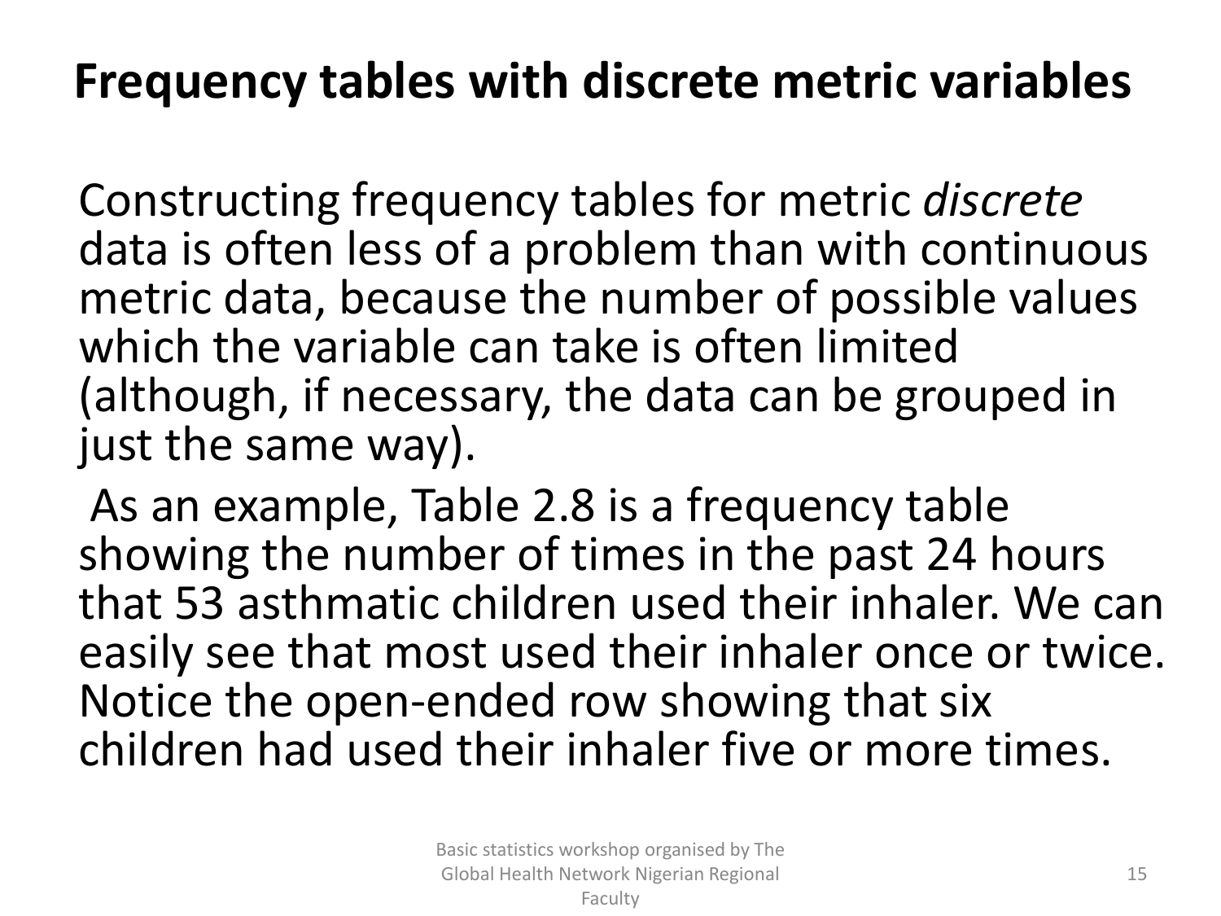# Frequency tables with discrete metric variables

Constructing frequency tables for metric *discrete* data is often less of a problem than with continuous metric data, because the number of possible values which the variable can take is often limited (although, if necessary, the data can be grouped in just the same way).

As an example, Table 2.8 is a frequency table showing the number of times in the past 24 hours that 53 asthmatic children used their inhaler. We can easily see that most used their inhaler once or twice. Notice the open-ended row showing that six children had used their inhaler five or more times.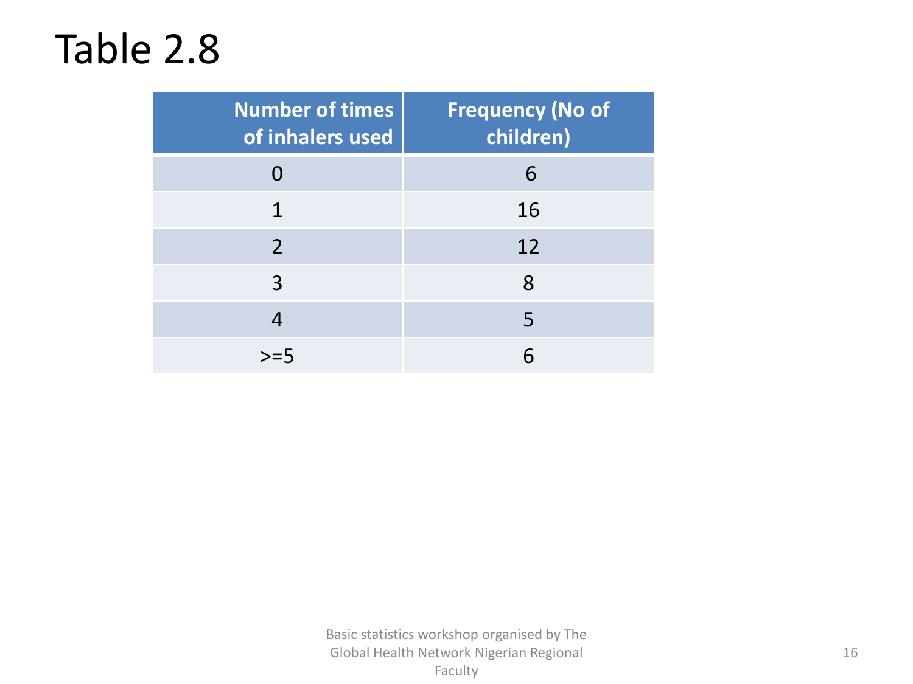# Table 2.8

| Number of times of inhalers used | Frequency (No of children) |
|---|---|
| 0 | 6 |
| 1 | 16 |
| 2 | 12 |
| 3 | 8 |
| 4 | 5 |
| >=5 | 6 |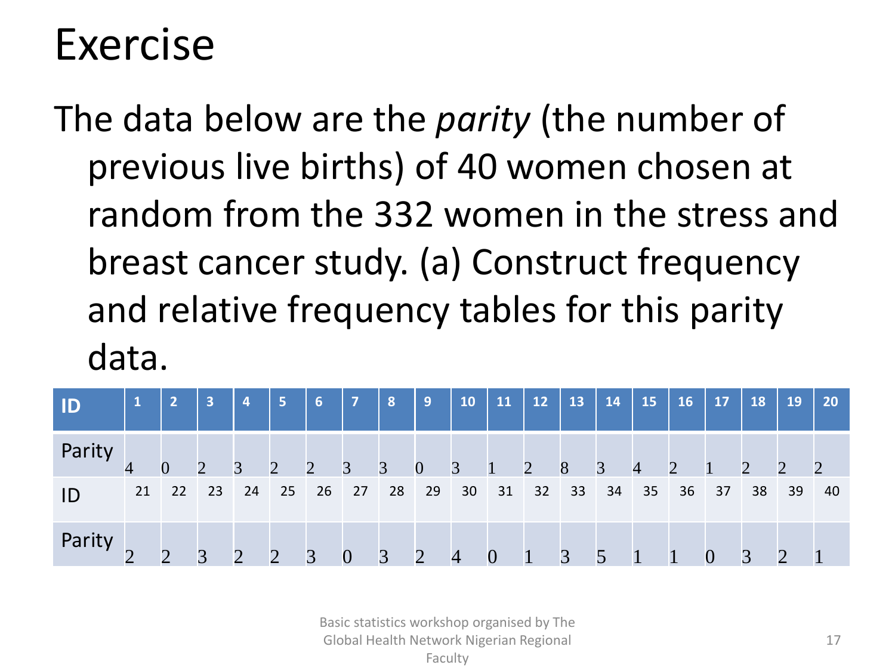# Exercise

The data below are the *parity* (the number of previous live births) of 40 women chosen at random from the 332 women in the stress and breast cancer study. (a) Construct frequency and relative frequency tables for this parity data.

| ID | 1 | 2 | 3 | 4 | 5 | 6 | 7 | 8 | 9 | 10 | 11 | 12 | 13 | 14 | 15 | 16 | 17 | 18 | 19 | 20 |
|---|---|---|---|---|---|---|---|---|---|---|---|---|---|---|---|---|---|---|---|---|
| Parity | 4 | 0 | 2 | 3 | 2 | 2 | 3 | 3 | 0 | 3 | 1 | 2 | 8 | 3 | 4 | 2 | 1 | 2 | 2 | 2 |
| ID | 21 | 22 | 23 | 24 | 25 | 26 | 27 | 28 | 29 | 30 | 31 | 32 | 33 | 34 | 35 | 36 | 37 | 38 | 39 | 40 |
| Parity | 2 | 2 | 3 | 2 | 2 | 3 | 0 | 3 | 2 | 4 | 0 | 1 | 3 | 5 | 1 | 1 | 0 | 3 | 2 | 1 |

Basic statistics workshop organised by The Global Health Network Nigerian Regional Faculty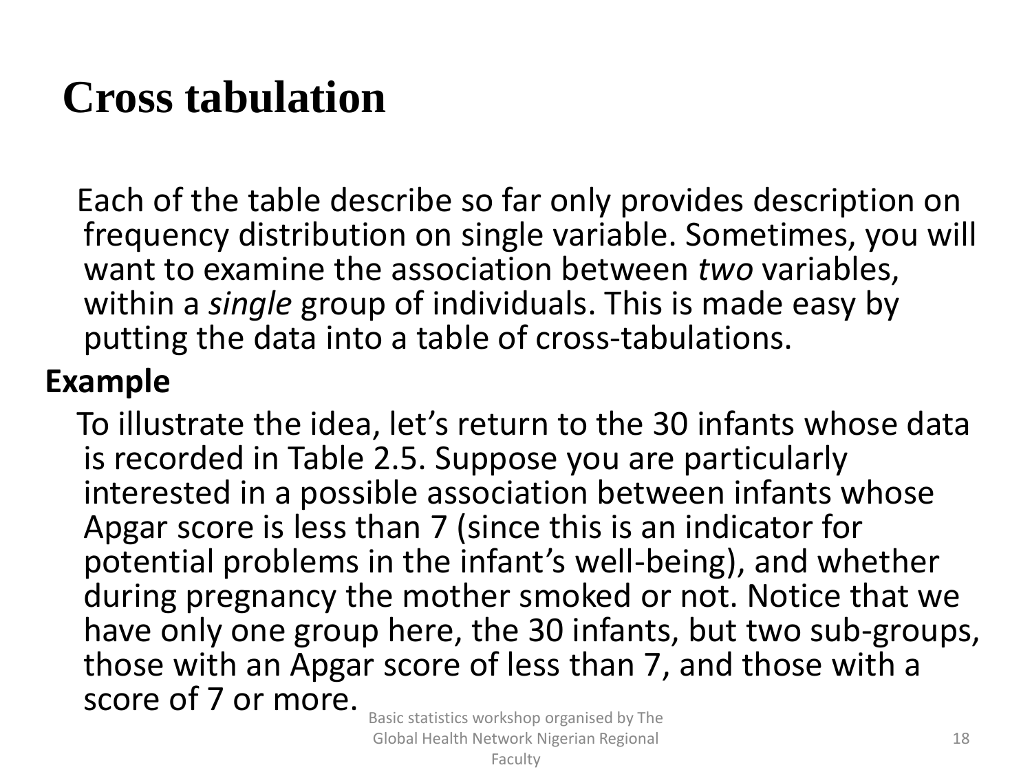# Cross tabulation

Each of the table describe so far only provides description on frequency distribution on single variable. Sometimes, you will want to examine the association between *two* variables, within a *single* group of individuals. This is made easy by putting the data into a table of cross-tabulations.

**Example**

To illustrate the idea, let's return to the 30 infants whose data is recorded in Table 2.5. Suppose you are particularly interested in a possible association between infants whose Apgar score is less than 7 (since this is an indicator for potential problems in the infant's well-being), and whether during pregnancy the mother smoked or not. Notice that we have only one group here, the 30 infants, but two sub-groups, those with an Apgar score of less than 7, and those with a score of 7 or more.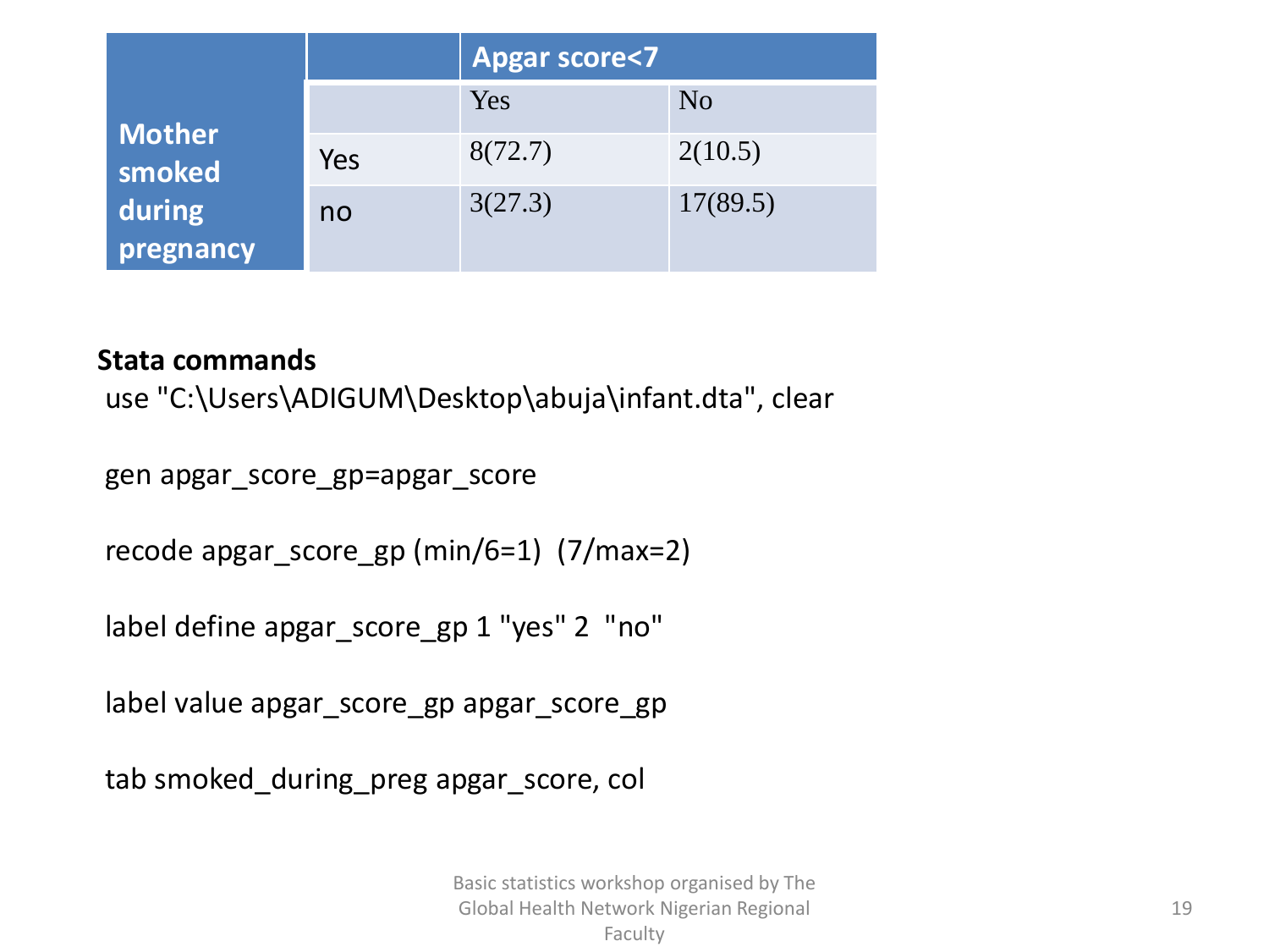| Mother smoked during pregnancy | | Apgar score<7 | |
|---|---|---|---|
| | | Yes | No |
| | Yes | 8(72.7) | 2(10.5) |
| | no | 3(27.3) | 17(89.5) |

**Stata commands**

```
use "C:\Users\ADIGUM\Desktop\abuja\infant.dta", clear

gen apgar_score_gp=apgar_score

recode apgar_score_gp (min/6=1)  (7/max=2)

label define apgar_score_gp 1 "yes" 2  "no"

label value apgar_score_gp apgar_score_gp

tab smoked_during_preg apgar_score, col
```

Basic statistics workshop organised by The Global Health Network Nigerian Regional Faculty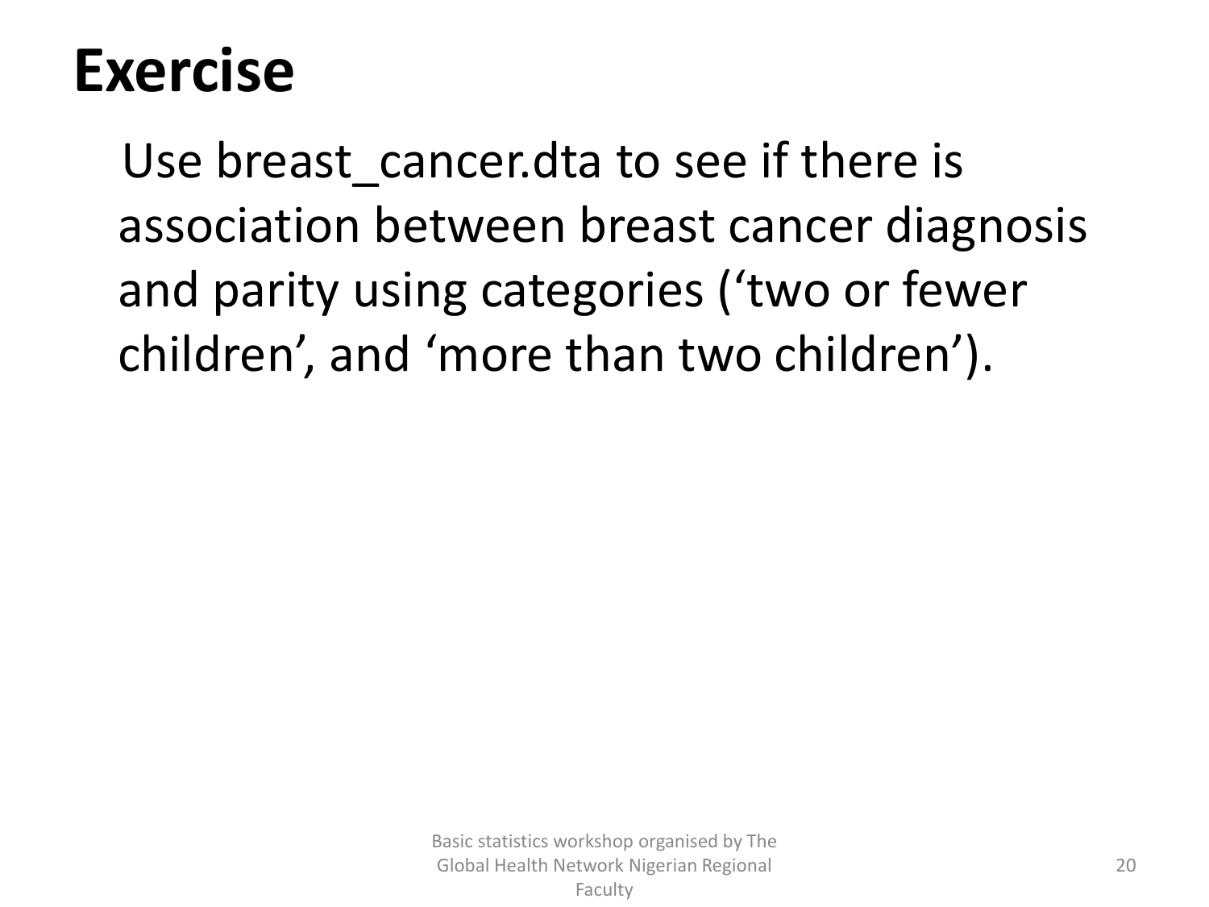# Exercise

Use breast_cancer.dta to see if there is association between breast cancer diagnosis and parity using categories (‘two or fewer children’, and ‘more than two children’).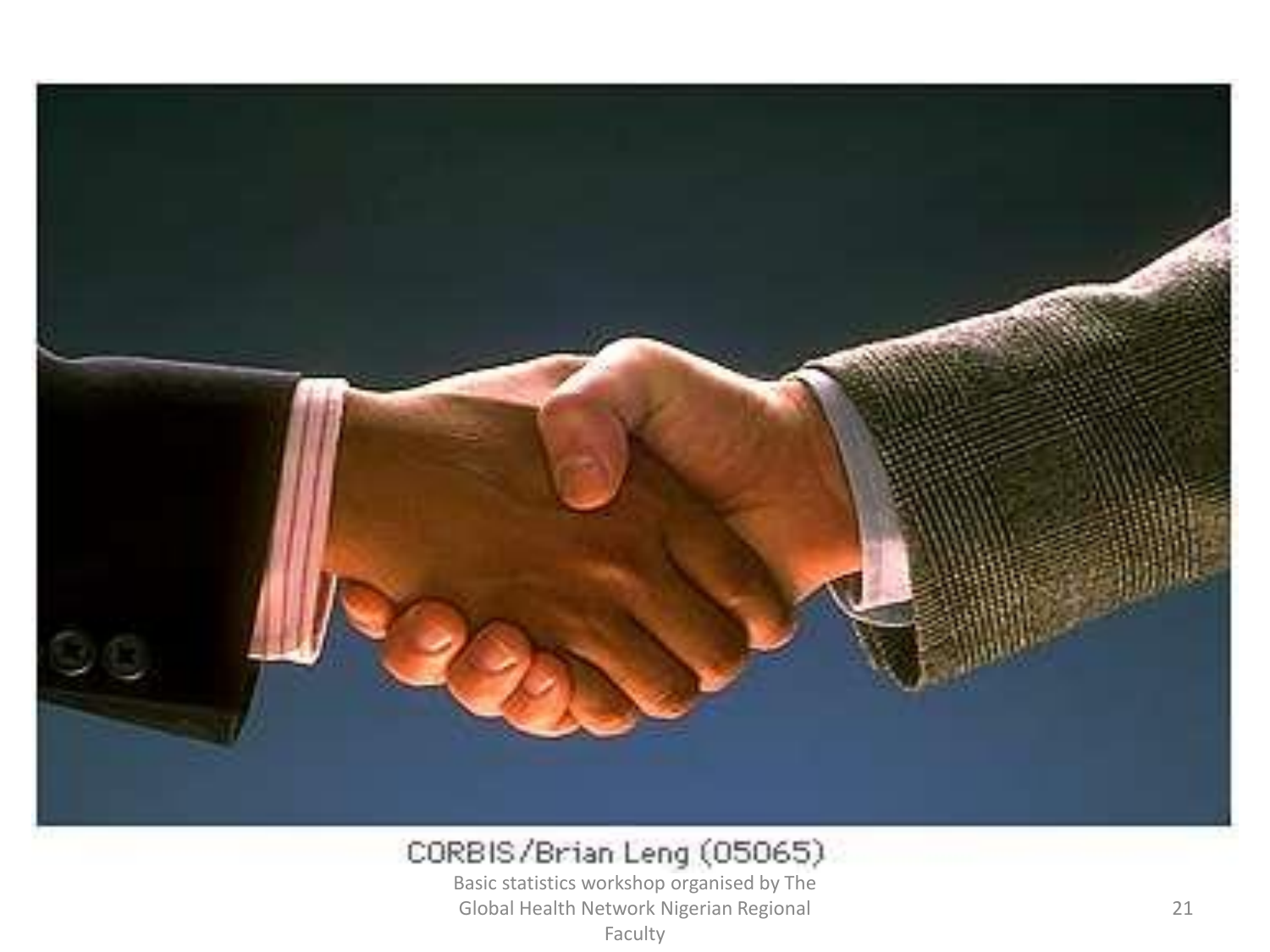CORBIS/Brian Leng (05065)